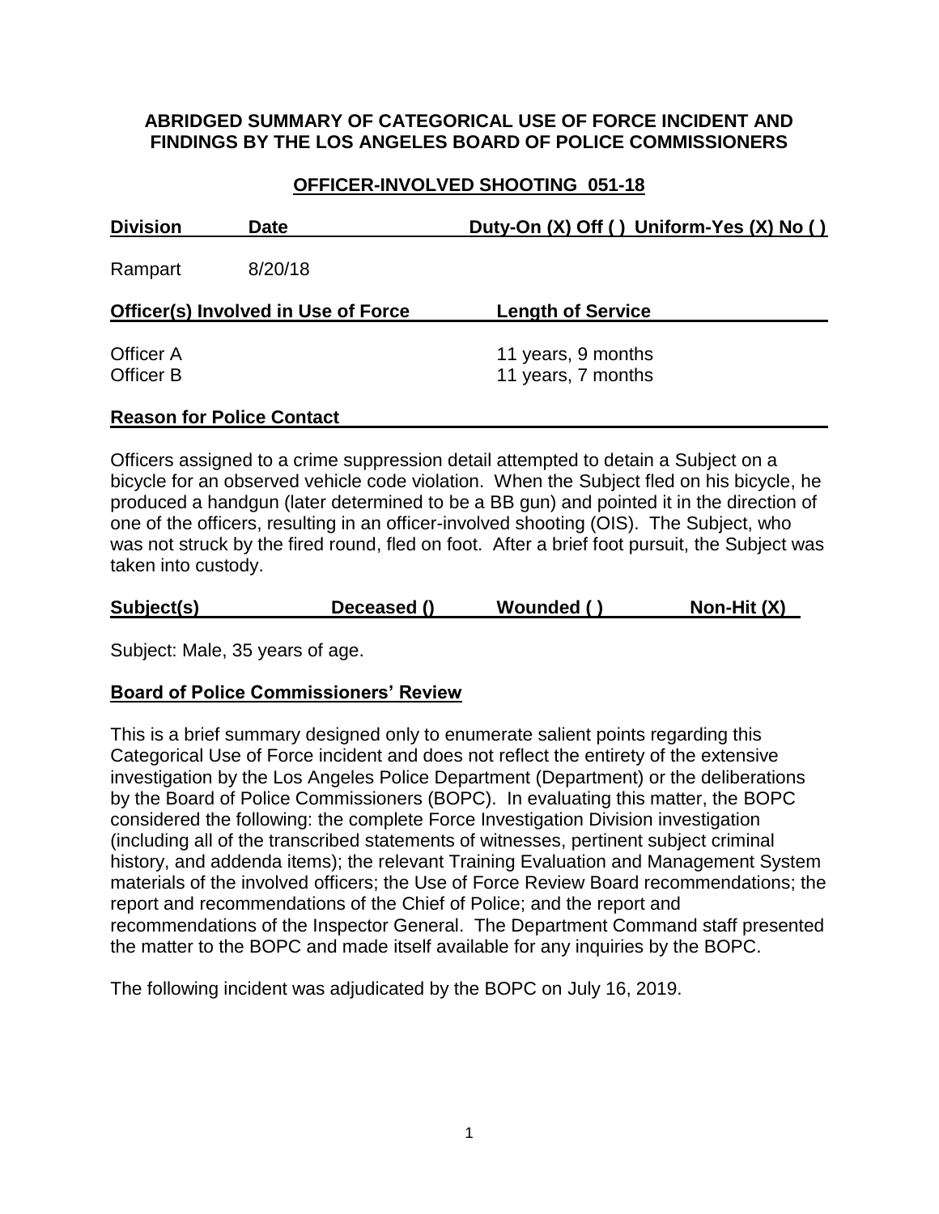**ABRIDGED SUMMARY OF CATEGORICAL USE OF FORCE INCIDENT AND FINDINGS BY THE LOS ANGELES BOARD OF POLICE COMMISSIONERS**

**OFFICER-INVOLVED SHOOTING 051-18**

| Division | Date | Duty-On (X) Off ( ) Uniform-Yes (X) No ( ) |
|---|---|---|
| Rampart | 8/20/18 | |

| Officer(s) Involved in Use of Force | Length of Service |
|---|---|
| Officer A | 11 years, 9 months |
| Officer B | 11 years, 7 months |

**Reason for Police Contact**

Officers assigned to a crime suppression detail attempted to detain a Subject on a bicycle for an observed vehicle code violation. When the Subject fled on his bicycle, he produced a handgun (later determined to be a BB gun) and pointed it in the direction of one of the officers, resulting in an officer-involved shooting (OIS). The Subject, who was not struck by the fired round, fled on foot. After a brief foot pursuit, the Subject was taken into custody.

| Subject(s) | Deceased () | Wounded ( ) | Non-Hit (X) |
|---|---|---|---|

Subject: Male, 35 years of age.

**Board of Police Commissioners' Review**

This is a brief summary designed only to enumerate salient points regarding this Categorical Use of Force incident and does not reflect the entirety of the extensive investigation by the Los Angeles Police Department (Department) or the deliberations by the Board of Police Commissioners (BOPC). In evaluating this matter, the BOPC considered the following: the complete Force Investigation Division investigation (including all of the transcribed statements of witnesses, pertinent subject criminal history, and addenda items); the relevant Training Evaluation and Management System materials of the involved officers; the Use of Force Review Board recommendations; the report and recommendations of the Chief of Police; and the report and recommendations of the Inspector General. The Department Command staff presented the matter to the BOPC and made itself available for any inquiries by the BOPC.

The following incident was adjudicated by the BOPC on July 16, 2019.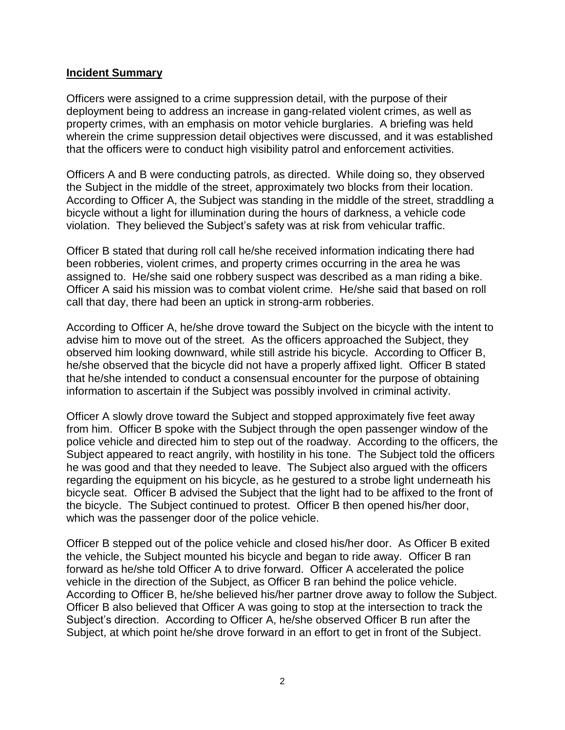**Incident Summary**

Officers were assigned to a crime suppression detail, with the purpose of their deployment being to address an increase in gang-related violent crimes, as well as property crimes, with an emphasis on motor vehicle burglaries. A briefing was held wherein the crime suppression detail objectives were discussed, and it was established that the officers were to conduct high visibility patrol and enforcement activities.

Officers A and B were conducting patrols, as directed. While doing so, they observed the Subject in the middle of the street, approximately two blocks from their location. According to Officer A, the Subject was standing in the middle of the street, straddling a bicycle without a light for illumination during the hours of darkness, a vehicle code violation. They believed the Subject's safety was at risk from vehicular traffic.

Officer B stated that during roll call he/she received information indicating there had been robberies, violent crimes, and property crimes occurring in the area he was assigned to. He/she said one robbery suspect was described as a man riding a bike. Officer A said his mission was to combat violent crime. He/she said that based on roll call that day, there had been an uptick in strong-arm robberies.

According to Officer A, he/she drove toward the Subject on the bicycle with the intent to advise him to move out of the street. As the officers approached the Subject, they observed him looking downward, while still astride his bicycle. According to Officer B, he/she observed that the bicycle did not have a properly affixed light. Officer B stated that he/she intended to conduct a consensual encounter for the purpose of obtaining information to ascertain if the Subject was possibly involved in criminal activity.

Officer A slowly drove toward the Subject and stopped approximately five feet away from him. Officer B spoke with the Subject through the open passenger window of the police vehicle and directed him to step out of the roadway. According to the officers, the Subject appeared to react angrily, with hostility in his tone. The Subject told the officers he was good and that they needed to leave. The Subject also argued with the officers regarding the equipment on his bicycle, as he gestured to a strobe light underneath his bicycle seat. Officer B advised the Subject that the light had to be affixed to the front of the bicycle. The Subject continued to protest. Officer B then opened his/her door, which was the passenger door of the police vehicle.

Officer B stepped out of the police vehicle and closed his/her door. As Officer B exited the vehicle, the Subject mounted his bicycle and began to ride away. Officer B ran forward as he/she told Officer A to drive forward. Officer A accelerated the police vehicle in the direction of the Subject, as Officer B ran behind the police vehicle. According to Officer B, he/she believed his/her partner drove away to follow the Subject. Officer B also believed that Officer A was going to stop at the intersection to track the Subject's direction. According to Officer A, he/she observed Officer B run after the Subject, at which point he/she drove forward in an effort to get in front of the Subject.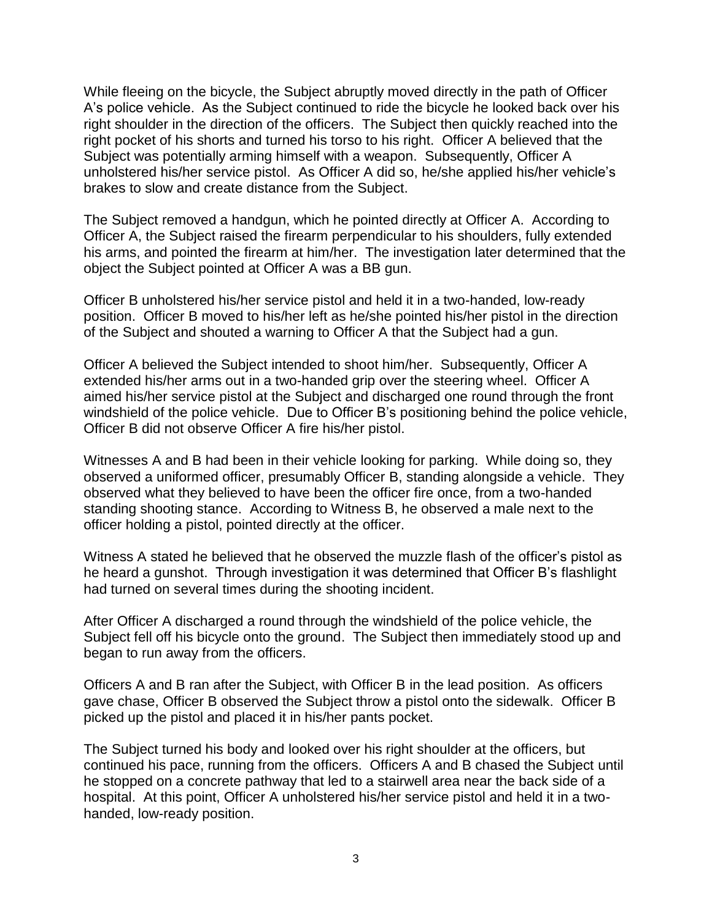While fleeing on the bicycle, the Subject abruptly moved directly in the path of Officer A's police vehicle. As the Subject continued to ride the bicycle he looked back over his right shoulder in the direction of the officers. The Subject then quickly reached into the right pocket of his shorts and turned his torso to his right. Officer A believed that the Subject was potentially arming himself with a weapon. Subsequently, Officer A unholstered his/her service pistol. As Officer A did so, he/she applied his/her vehicle's brakes to slow and create distance from the Subject.

The Subject removed a handgun, which he pointed directly at Officer A. According to Officer A, the Subject raised the firearm perpendicular to his shoulders, fully extended his arms, and pointed the firearm at him/her. The investigation later determined that the object the Subject pointed at Officer A was a BB gun.

Officer B unholstered his/her service pistol and held it in a two-handed, low-ready position. Officer B moved to his/her left as he/she pointed his/her pistol in the direction of the Subject and shouted a warning to Officer A that the Subject had a gun.

Officer A believed the Subject intended to shoot him/her. Subsequently, Officer A extended his/her arms out in a two-handed grip over the steering wheel. Officer A aimed his/her service pistol at the Subject and discharged one round through the front windshield of the police vehicle. Due to Officer B's positioning behind the police vehicle, Officer B did not observe Officer A fire his/her pistol.

Witnesses A and B had been in their vehicle looking for parking. While doing so, they observed a uniformed officer, presumably Officer B, standing alongside a vehicle. They observed what they believed to have been the officer fire once, from a two-handed standing shooting stance. According to Witness B, he observed a male next to the officer holding a pistol, pointed directly at the officer.

Witness A stated he believed that he observed the muzzle flash of the officer's pistol as he heard a gunshot. Through investigation it was determined that Officer B's flashlight had turned on several times during the shooting incident.

After Officer A discharged a round through the windshield of the police vehicle, the Subject fell off his bicycle onto the ground. The Subject then immediately stood up and began to run away from the officers.

Officers A and B ran after the Subject, with Officer B in the lead position. As officers gave chase, Officer B observed the Subject throw a pistol onto the sidewalk. Officer B picked up the pistol and placed it in his/her pants pocket.

The Subject turned his body and looked over his right shoulder at the officers, but continued his pace, running from the officers. Officers A and B chased the Subject until he stopped on a concrete pathway that led to a stairwell area near the back side of a hospital. At this point, Officer A unholstered his/her service pistol and held it in a two-handed, low-ready position.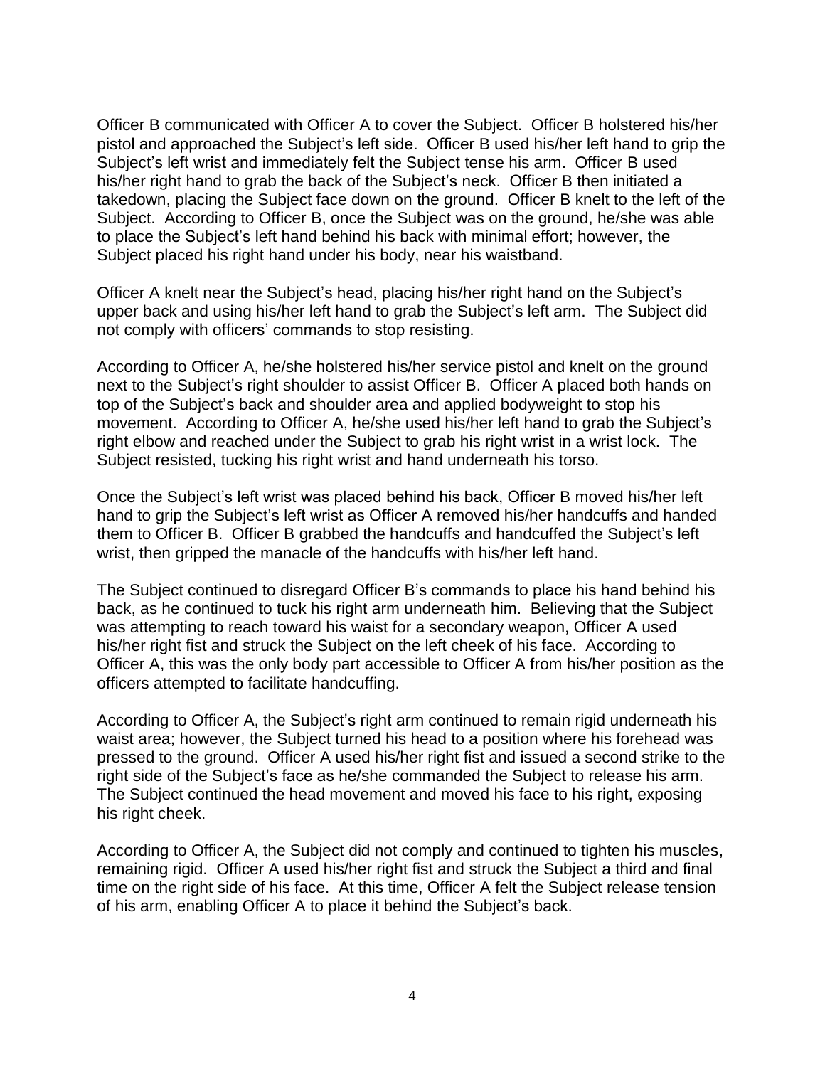Officer B communicated with Officer A to cover the Subject. Officer B holstered his/her pistol and approached the Subject's left side. Officer B used his/her left hand to grip the Subject's left wrist and immediately felt the Subject tense his arm. Officer B used his/her right hand to grab the back of the Subject's neck. Officer B then initiated a takedown, placing the Subject face down on the ground. Officer B knelt to the left of the Subject. According to Officer B, once the Subject was on the ground, he/she was able to place the Subject's left hand behind his back with minimal effort; however, the Subject placed his right hand under his body, near his waistband.

Officer A knelt near the Subject's head, placing his/her right hand on the Subject's upper back and using his/her left hand to grab the Subject's left arm. The Subject did not comply with officers' commands to stop resisting.

According to Officer A, he/she holstered his/her service pistol and knelt on the ground next to the Subject's right shoulder to assist Officer B. Officer A placed both hands on top of the Subject's back and shoulder area and applied bodyweight to stop his movement. According to Officer A, he/she used his/her left hand to grab the Subject's right elbow and reached under the Subject to grab his right wrist in a wrist lock. The Subject resisted, tucking his right wrist and hand underneath his torso.

Once the Subject's left wrist was placed behind his back, Officer B moved his/her left hand to grip the Subject's left wrist as Officer A removed his/her handcuffs and handed them to Officer B. Officer B grabbed the handcuffs and handcuffed the Subject's left wrist, then gripped the manacle of the handcuffs with his/her left hand.

The Subject continued to disregard Officer B's commands to place his hand behind his back, as he continued to tuck his right arm underneath him. Believing that the Subject was attempting to reach toward his waist for a secondary weapon, Officer A used his/her right fist and struck the Subject on the left cheek of his face. According to Officer A, this was the only body part accessible to Officer A from his/her position as the officers attempted to facilitate handcuffing.

According to Officer A, the Subject's right arm continued to remain rigid underneath his waist area; however, the Subject turned his head to a position where his forehead was pressed to the ground. Officer A used his/her right fist and issued a second strike to the right side of the Subject's face as he/she commanded the Subject to release his arm. The Subject continued the head movement and moved his face to his right, exposing his right cheek.

According to Officer A, the Subject did not comply and continued to tighten his muscles, remaining rigid. Officer A used his/her right fist and struck the Subject a third and final time on the right side of his face. At this time, Officer A felt the Subject release tension of his arm, enabling Officer A to place it behind the Subject's back.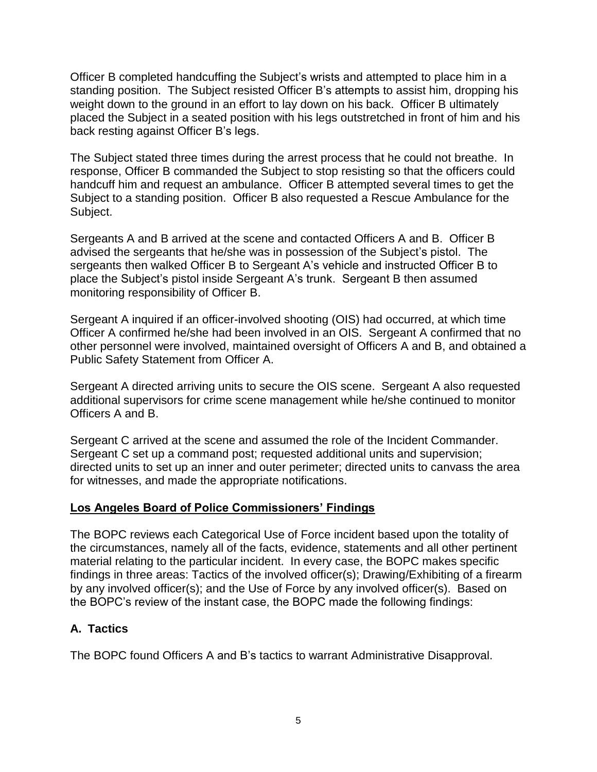Officer B completed handcuffing the Subject's wrists and attempted to place him in a standing position. The Subject resisted Officer B's attempts to assist him, dropping his weight down to the ground in an effort to lay down on his back. Officer B ultimately placed the Subject in a seated position with his legs outstretched in front of him and his back resting against Officer B's legs.

The Subject stated three times during the arrest process that he could not breathe. In response, Officer B commanded the Subject to stop resisting so that the officers could handcuff him and request an ambulance. Officer B attempted several times to get the Subject to a standing position. Officer B also requested a Rescue Ambulance for the Subject.

Sergeants A and B arrived at the scene and contacted Officers A and B. Officer B advised the sergeants that he/she was in possession of the Subject's pistol. The sergeants then walked Officer B to Sergeant A's vehicle and instructed Officer B to place the Subject's pistol inside Sergeant A's trunk. Sergeant B then assumed monitoring responsibility of Officer B.

Sergeant A inquired if an officer-involved shooting (OIS) had occurred, at which time Officer A confirmed he/she had been involved in an OIS. Sergeant A confirmed that no other personnel were involved, maintained oversight of Officers A and B, and obtained a Public Safety Statement from Officer A.

Sergeant A directed arriving units to secure the OIS scene. Sergeant A also requested additional supervisors for crime scene management while he/she continued to monitor Officers A and B.

Sergeant C arrived at the scene and assumed the role of the Incident Commander. Sergeant C set up a command post; requested additional units and supervision; directed units to set up an inner and outer perimeter; directed units to canvass the area for witnesses, and made the appropriate notifications.

## Los Angeles Board of Police Commissioners' Findings

The BOPC reviews each Categorical Use of Force incident based upon the totality of the circumstances, namely all of the facts, evidence, statements and all other pertinent material relating to the particular incident. In every case, the BOPC makes specific findings in three areas: Tactics of the involved officer(s); Drawing/Exhibiting of a firearm by any involved officer(s); and the Use of Force by any involved officer(s). Based on the BOPC's review of the instant case, the BOPC made the following findings:

### A. Tactics

The BOPC found Officers A and B's tactics to warrant Administrative Disapproval.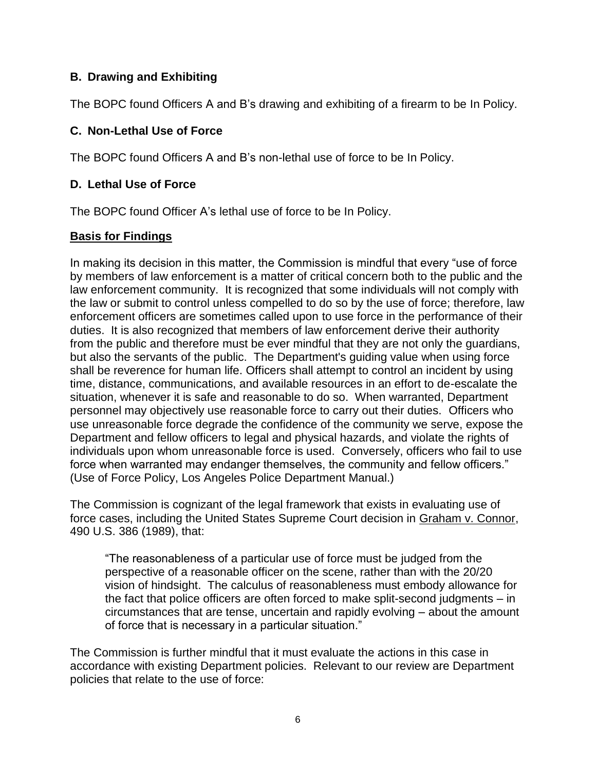### B. Drawing and Exhibiting

The BOPC found Officers A and B's drawing and exhibiting of a firearm to be In Policy.

### C. Non-Lethal Use of Force

The BOPC found Officers A and B's non-lethal use of force to be In Policy.

### D. Lethal Use of Force

The BOPC found Officer A's lethal use of force to be In Policy.

**Basis for Findings**

In making its decision in this matter, the Commission is mindful that every "use of force by members of law enforcement is a matter of critical concern both to the public and the law enforcement community. It is recognized that some individuals will not comply with the law or submit to control unless compelled to do so by the use of force; therefore, law enforcement officers are sometimes called upon to use force in the performance of their duties. It is also recognized that members of law enforcement derive their authority from the public and therefore must be ever mindful that they are not only the guardians, but also the servants of the public. The Department's guiding value when using force shall be reverence for human life. Officers shall attempt to control an incident by using time, distance, communications, and available resources in an effort to de-escalate the situation, whenever it is safe and reasonable to do so. When warranted, Department personnel may objectively use reasonable force to carry out their duties. Officers who use unreasonable force degrade the confidence of the community we serve, expose the Department and fellow officers to legal and physical hazards, and violate the rights of individuals upon whom unreasonable force is used. Conversely, officers who fail to use force when warranted may endanger themselves, the community and fellow officers." (Use of Force Policy, Los Angeles Police Department Manual.)

The Commission is cognizant of the legal framework that exists in evaluating use of force cases, including the United States Supreme Court decision in Graham v. Connor, 490 U.S. 386 (1989), that:

> "The reasonableness of a particular use of force must be judged from the perspective of a reasonable officer on the scene, rather than with the 20/20 vision of hindsight. The calculus of reasonableness must embody allowance for the fact that police officers are often forced to make split-second judgments – in circumstances that are tense, uncertain and rapidly evolving – about the amount of force that is necessary in a particular situation."

The Commission is further mindful that it must evaluate the actions in this case in accordance with existing Department policies. Relevant to our review are Department policies that relate to the use of force: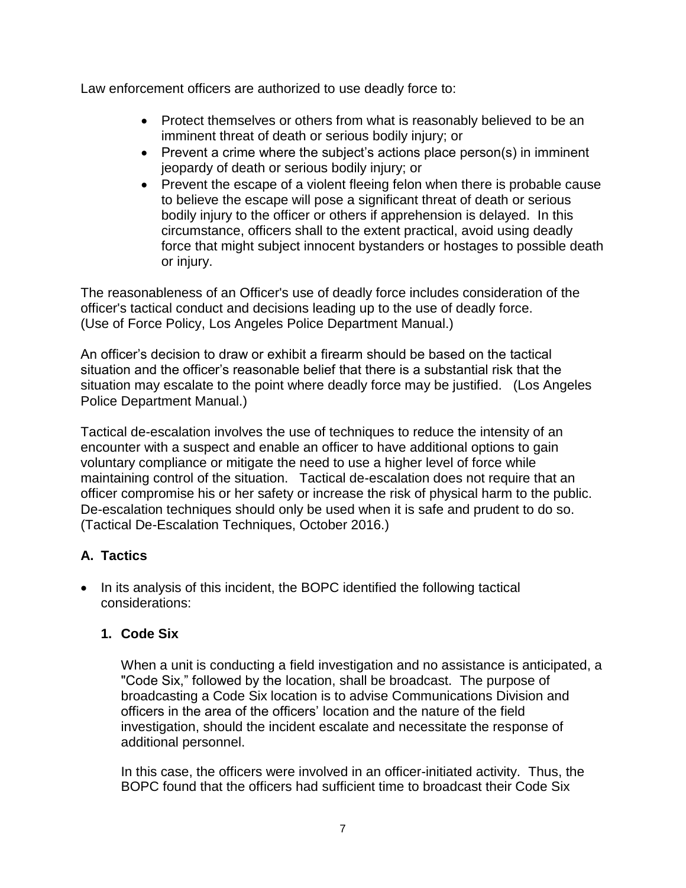Law enforcement officers are authorized to use deadly force to:

- Protect themselves or others from what is reasonably believed to be an imminent threat of death or serious bodily injury; or
- Prevent a crime where the subject's actions place person(s) in imminent jeopardy of death or serious bodily injury; or
- Prevent the escape of a violent fleeing felon when there is probable cause to believe the escape will pose a significant threat of death or serious bodily injury to the officer or others if apprehension is delayed. In this circumstance, officers shall to the extent practical, avoid using deadly force that might subject innocent bystanders or hostages to possible death or injury.

The reasonableness of an Officer's use of deadly force includes consideration of the officer's tactical conduct and decisions leading up to the use of deadly force. (Use of Force Policy, Los Angeles Police Department Manual.)

An officer's decision to draw or exhibit a firearm should be based on the tactical situation and the officer's reasonable belief that there is a substantial risk that the situation may escalate to the point where deadly force may be justified. (Los Angeles Police Department Manual.)

Tactical de-escalation involves the use of techniques to reduce the intensity of an encounter with a suspect and enable an officer to have additional options to gain voluntary compliance or mitigate the need to use a higher level of force while maintaining control of the situation. Tactical de-escalation does not require that an officer compromise his or her safety or increase the risk of physical harm to the public. De-escalation techniques should only be used when it is safe and prudent to do so. (Tactical De-Escalation Techniques, October 2016.)

## A. Tactics

- In its analysis of this incident, the BOPC identified the following tactical considerations:

### 1. Code Six

When a unit is conducting a field investigation and no assistance is anticipated, a "Code Six," followed by the location, shall be broadcast. The purpose of broadcasting a Code Six location is to advise Communications Division and officers in the area of the officers' location and the nature of the field investigation, should the incident escalate and necessitate the response of additional personnel.

In this case, the officers were involved in an officer-initiated activity. Thus, the BOPC found that the officers had sufficient time to broadcast their Code Six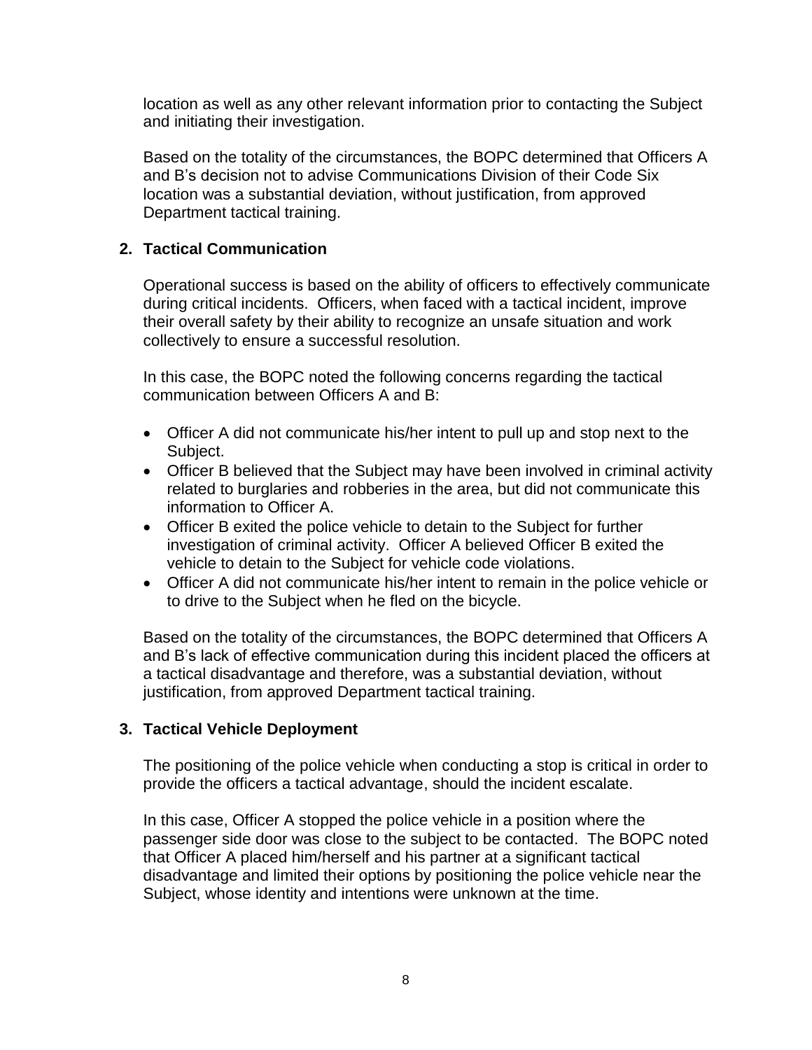location as well as any other relevant information prior to contacting the Subject and initiating their investigation.

Based on the totality of the circumstances, the BOPC determined that Officers A and B's decision not to advise Communications Division of their Code Six location was a substantial deviation, without justification, from approved Department tactical training.

**2. Tactical Communication**

Operational success is based on the ability of officers to effectively communicate during critical incidents. Officers, when faced with a tactical incident, improve their overall safety by their ability to recognize an unsafe situation and work collectively to ensure a successful resolution.

In this case, the BOPC noted the following concerns regarding the tactical communication between Officers A and B:

- Officer A did not communicate his/her intent to pull up and stop next to the Subject.
- Officer B believed that the Subject may have been involved in criminal activity related to burglaries and robberies in the area, but did not communicate this information to Officer A.
- Officer B exited the police vehicle to detain to the Subject for further investigation of criminal activity. Officer A believed Officer B exited the vehicle to detain to the Subject for vehicle code violations.
- Officer A did not communicate his/her intent to remain in the police vehicle or to drive to the Subject when he fled on the bicycle.

Based on the totality of the circumstances, the BOPC determined that Officers A and B's lack of effective communication during this incident placed the officers at a tactical disadvantage and therefore, was a substantial deviation, without justification, from approved Department tactical training.

**3. Tactical Vehicle Deployment**

The positioning of the police vehicle when conducting a stop is critical in order to provide the officers a tactical advantage, should the incident escalate.

In this case, Officer A stopped the police vehicle in a position where the passenger side door was close to the subject to be contacted. The BOPC noted that Officer A placed him/herself and his partner at a significant tactical disadvantage and limited their options by positioning the police vehicle near the Subject, whose identity and intentions were unknown at the time.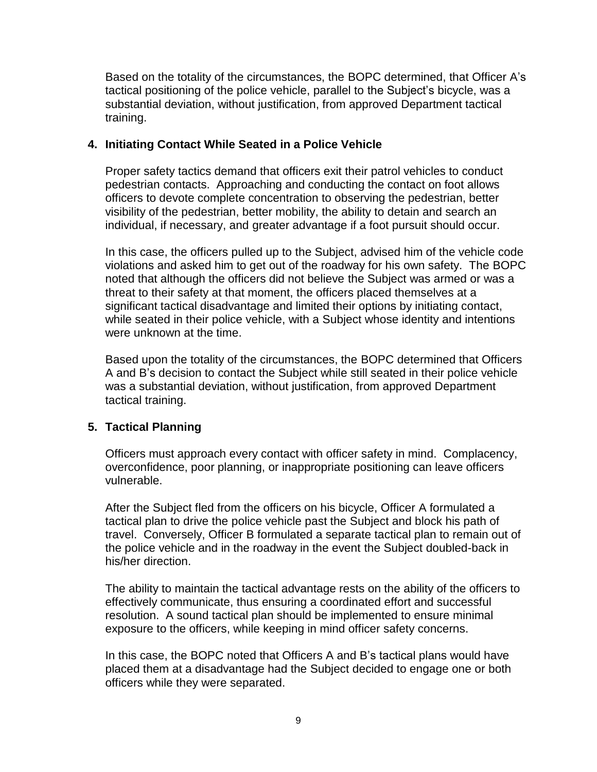Based on the totality of the circumstances, the BOPC determined, that Officer A's tactical positioning of the police vehicle, parallel to the Subject's bicycle, was a substantial deviation, without justification, from approved Department tactical training.

**4. Initiating Contact While Seated in a Police Vehicle**

Proper safety tactics demand that officers exit their patrol vehicles to conduct pedestrian contacts. Approaching and conducting the contact on foot allows officers to devote complete concentration to observing the pedestrian, better visibility of the pedestrian, better mobility, the ability to detain and search an individual, if necessary, and greater advantage if a foot pursuit should occur.

In this case, the officers pulled up to the Subject, advised him of the vehicle code violations and asked him to get out of the roadway for his own safety. The BOPC noted that although the officers did not believe the Subject was armed or was a threat to their safety at that moment, the officers placed themselves at a significant tactical disadvantage and limited their options by initiating contact, while seated in their police vehicle, with a Subject whose identity and intentions were unknown at the time.

Based upon the totality of the circumstances, the BOPC determined that Officers A and B's decision to contact the Subject while still seated in their police vehicle was a substantial deviation, without justification, from approved Department tactical training.

**5. Tactical Planning**

Officers must approach every contact with officer safety in mind. Complacency, overconfidence, poor planning, or inappropriate positioning can leave officers vulnerable.

After the Subject fled from the officers on his bicycle, Officer A formulated a tactical plan to drive the police vehicle past the Subject and block his path of travel. Conversely, Officer B formulated a separate tactical plan to remain out of the police vehicle and in the roadway in the event the Subject doubled-back in his/her direction.

The ability to maintain the tactical advantage rests on the ability of the officers to effectively communicate, thus ensuring a coordinated effort and successful resolution. A sound tactical plan should be implemented to ensure minimal exposure to the officers, while keeping in mind officer safety concerns.

In this case, the BOPC noted that Officers A and B's tactical plans would have placed them at a disadvantage had the Subject decided to engage one or both officers while they were separated.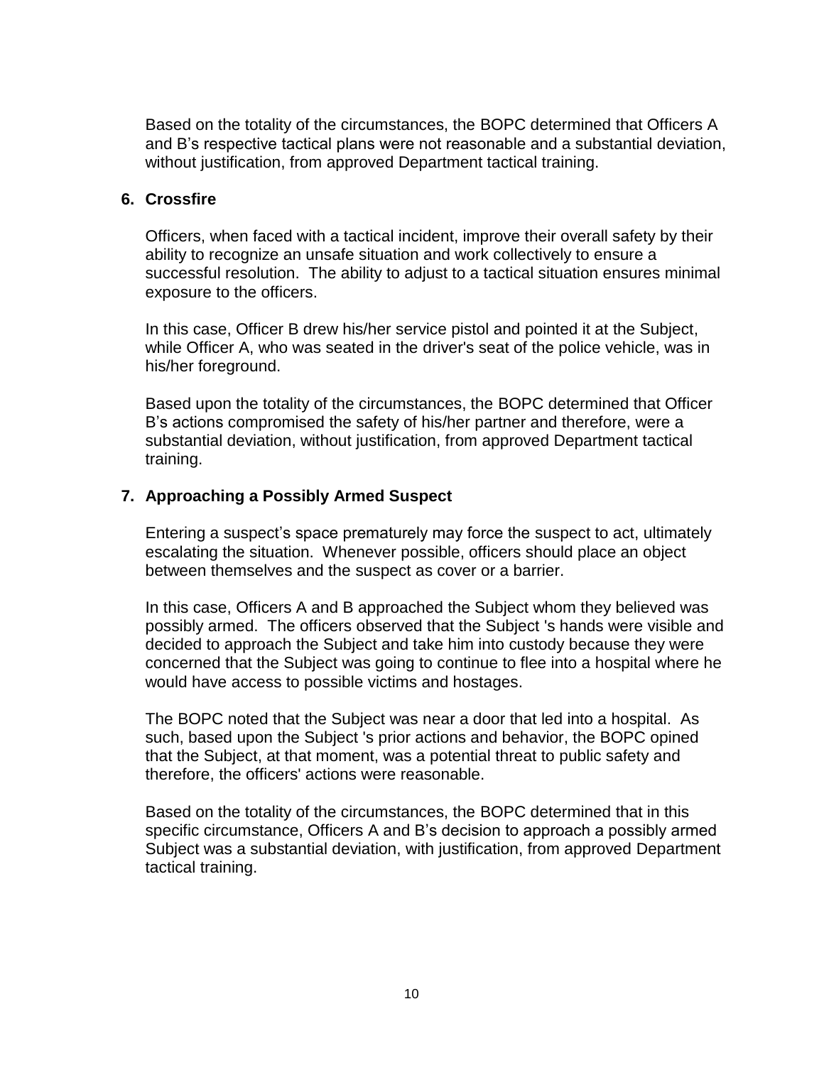Based on the totality of the circumstances, the BOPC determined that Officers A and B's respective tactical plans were not reasonable and a substantial deviation, without justification, from approved Department tactical training.

**6. Crossfire**

Officers, when faced with a tactical incident, improve their overall safety by their ability to recognize an unsafe situation and work collectively to ensure a successful resolution. The ability to adjust to a tactical situation ensures minimal exposure to the officers.

In this case, Officer B drew his/her service pistol and pointed it at the Subject, while Officer A, who was seated in the driver's seat of the police vehicle, was in his/her foreground.

Based upon the totality of the circumstances, the BOPC determined that Officer B's actions compromised the safety of his/her partner and therefore, were a substantial deviation, without justification, from approved Department tactical training.

**7. Approaching a Possibly Armed Suspect**

Entering a suspect's space prematurely may force the suspect to act, ultimately escalating the situation. Whenever possible, officers should place an object between themselves and the suspect as cover or a barrier.

In this case, Officers A and B approached the Subject whom they believed was possibly armed. The officers observed that the Subject 's hands were visible and decided to approach the Subject and take him into custody because they were concerned that the Subject was going to continue to flee into a hospital where he would have access to possible victims and hostages.

The BOPC noted that the Subject was near a door that led into a hospital. As such, based upon the Subject 's prior actions and behavior, the BOPC opined that the Subject, at that moment, was a potential threat to public safety and therefore, the officers' actions were reasonable.

Based on the totality of the circumstances, the BOPC determined that in this specific circumstance, Officers A and B's decision to approach a possibly armed Subject was a substantial deviation, with justification, from approved Department tactical training.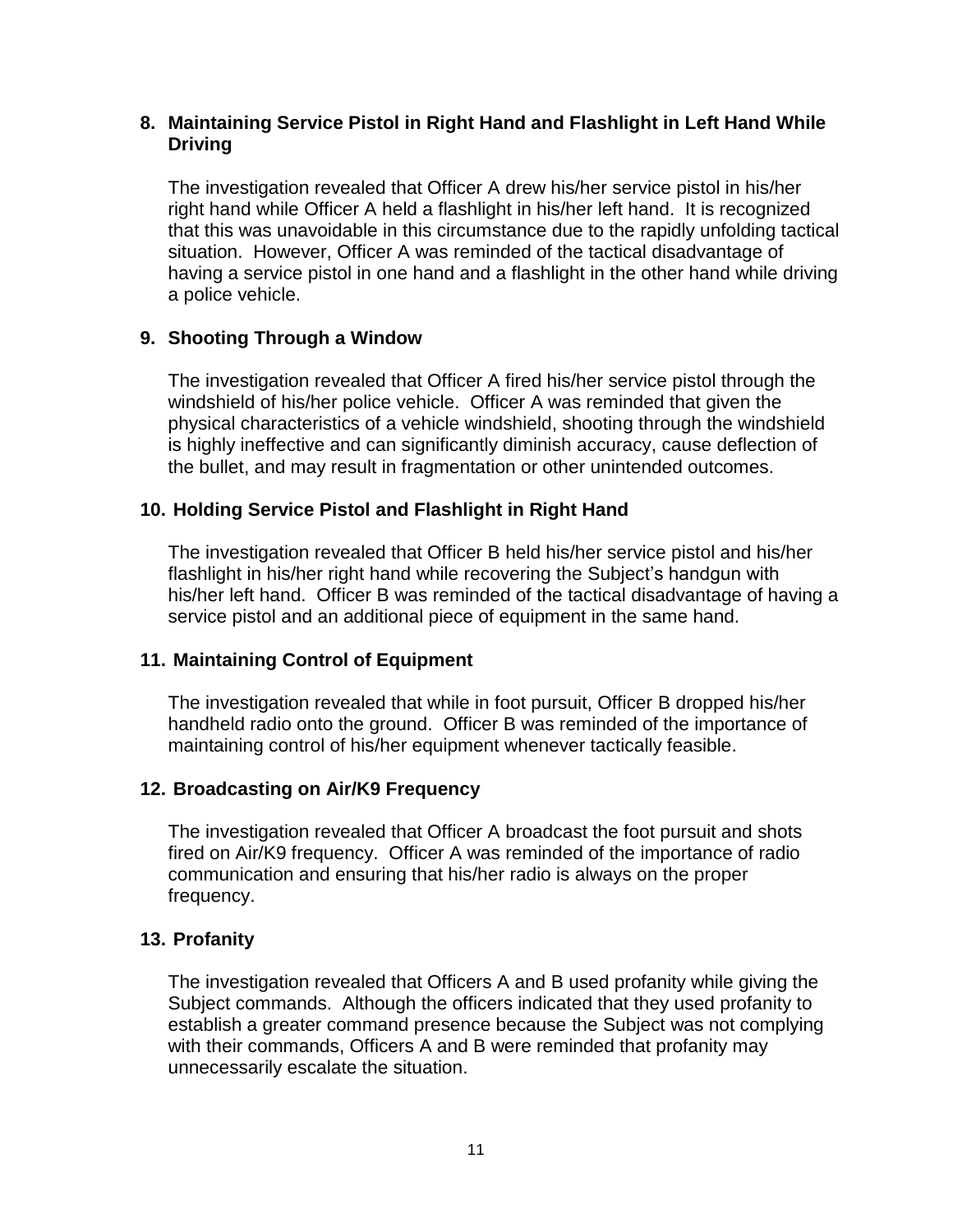**8. Maintaining Service Pistol in Right Hand and Flashlight in Left Hand While Driving**

The investigation revealed that Officer A drew his/her service pistol in his/her right hand while Officer A held a flashlight in his/her left hand. It is recognized that this was unavoidable in this circumstance due to the rapidly unfolding tactical situation. However, Officer A was reminded of the tactical disadvantage of having a service pistol in one hand and a flashlight in the other hand while driving a police vehicle.

**9. Shooting Through a Window**

The investigation revealed that Officer A fired his/her service pistol through the windshield of his/her police vehicle. Officer A was reminded that given the physical characteristics of a vehicle windshield, shooting through the windshield is highly ineffective and can significantly diminish accuracy, cause deflection of the bullet, and may result in fragmentation or other unintended outcomes.

**10. Holding Service Pistol and Flashlight in Right Hand**

The investigation revealed that Officer B held his/her service pistol and his/her flashlight in his/her right hand while recovering the Subject's handgun with his/her left hand. Officer B was reminded of the tactical disadvantage of having a service pistol and an additional piece of equipment in the same hand.

**11. Maintaining Control of Equipment**

The investigation revealed that while in foot pursuit, Officer B dropped his/her handheld radio onto the ground. Officer B was reminded of the importance of maintaining control of his/her equipment whenever tactically feasible.

**12. Broadcasting on Air/K9 Frequency**

The investigation revealed that Officer A broadcast the foot pursuit and shots fired on Air/K9 frequency. Officer A was reminded of the importance of radio communication and ensuring that his/her radio is always on the proper frequency.

**13. Profanity**

The investigation revealed that Officers A and B used profanity while giving the Subject commands. Although the officers indicated that they used profanity to establish a greater command presence because the Subject was not complying with their commands, Officers A and B were reminded that profanity may unnecessarily escalate the situation.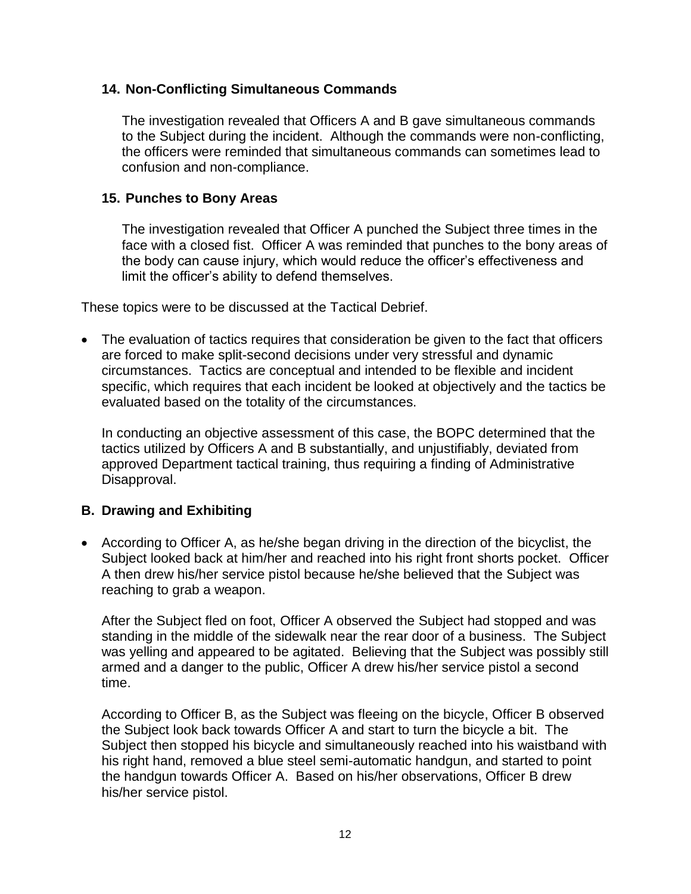### 14. Non-Conflicting Simultaneous Commands

The investigation revealed that Officers A and B gave simultaneous commands to the Subject during the incident. Although the commands were non-conflicting, the officers were reminded that simultaneous commands can sometimes lead to confusion and non-compliance.

### 15. Punches to Bony Areas

The investigation revealed that Officer A punched the Subject three times in the face with a closed fist. Officer A was reminded that punches to the bony areas of the body can cause injury, which would reduce the officer's effectiveness and limit the officer's ability to defend themselves.

These topics were to be discussed at the Tactical Debrief.

- The evaluation of tactics requires that consideration be given to the fact that officers are forced to make split-second decisions under very stressful and dynamic circumstances. Tactics are conceptual and intended to be flexible and incident specific, which requires that each incident be looked at objectively and the tactics be evaluated based on the totality of the circumstances.

  In conducting an objective assessment of this case, the BOPC determined that the tactics utilized by Officers A and B substantially, and unjustifiably, deviated from approved Department tactical training, thus requiring a finding of Administrative Disapproval.

## B. Drawing and Exhibiting

- According to Officer A, as he/she began driving in the direction of the bicyclist, the Subject looked back at him/her and reached into his right front shorts pocket. Officer A then drew his/her service pistol because he/she believed that the Subject was reaching to grab a weapon.

  After the Subject fled on foot, Officer A observed the Subject had stopped and was standing in the middle of the sidewalk near the rear door of a business. The Subject was yelling and appeared to be agitated. Believing that the Subject was possibly still armed and a danger to the public, Officer A drew his/her service pistol a second time.

  According to Officer B, as the Subject was fleeing on the bicycle, Officer B observed the Subject look back towards Officer A and start to turn the bicycle a bit. The Subject then stopped his bicycle and simultaneously reached into his waistband with his right hand, removed a blue steel semi-automatic handgun, and started to point the handgun towards Officer A. Based on his/her observations, Officer B drew his/her service pistol.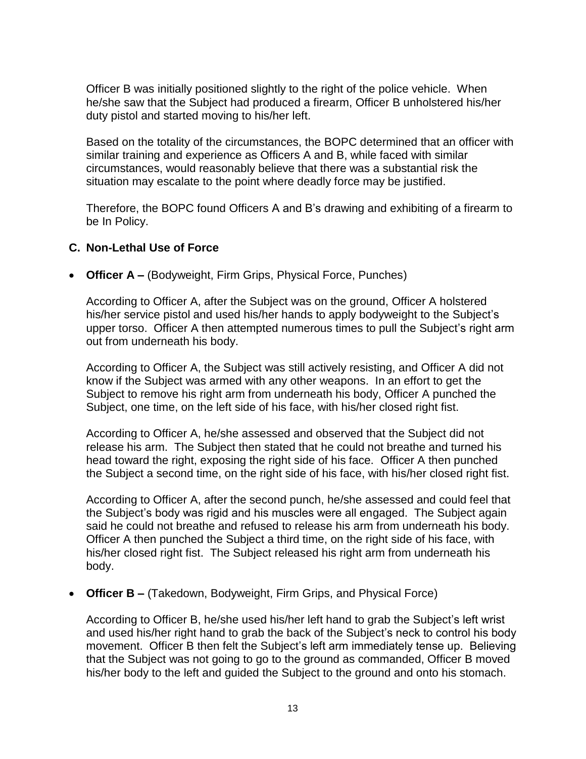Officer B was initially positioned slightly to the right of the police vehicle. When he/she saw that the Subject had produced a firearm, Officer B unholstered his/her duty pistol and started moving to his/her left.

Based on the totality of the circumstances, the BOPC determined that an officer with similar training and experience as Officers A and B, while faced with similar circumstances, would reasonably believe that there was a substantial risk the situation may escalate to the point where deadly force may be justified.

Therefore, the BOPC found Officers A and B's drawing and exhibiting of a firearm to be In Policy.

### C. Non-Lethal Use of Force

- **Officer A –** (Bodyweight, Firm Grips, Physical Force, Punches)

  According to Officer A, after the Subject was on the ground, Officer A holstered his/her service pistol and used his/her hands to apply bodyweight to the Subject's upper torso. Officer A then attempted numerous times to pull the Subject's right arm out from underneath his body.

  According to Officer A, the Subject was still actively resisting, and Officer A did not know if the Subject was armed with any other weapons. In an effort to get the Subject to remove his right arm from underneath his body, Officer A punched the Subject, one time, on the left side of his face, with his/her closed right fist.

  According to Officer A, he/she assessed and observed that the Subject did not release his arm. The Subject then stated that he could not breathe and turned his head toward the right, exposing the right side of his face. Officer A then punched the Subject a second time, on the right side of his face, with his/her closed right fist.

  According to Officer A, after the second punch, he/she assessed and could feel that the Subject's body was rigid and his muscles were all engaged. The Subject again said he could not breathe and refused to release his arm from underneath his body. Officer A then punched the Subject a third time, on the right side of his face, with his/her closed right fist. The Subject released his right arm from underneath his body.

- **Officer B –** (Takedown, Bodyweight, Firm Grips, and Physical Force)

  According to Officer B, he/she used his/her left hand to grab the Subject's left wrist and used his/her right hand to grab the back of the Subject's neck to control his body movement. Officer B then felt the Subject's left arm immediately tense up. Believing that the Subject was not going to go to the ground as commanded, Officer B moved his/her body to the left and guided the Subject to the ground and onto his stomach.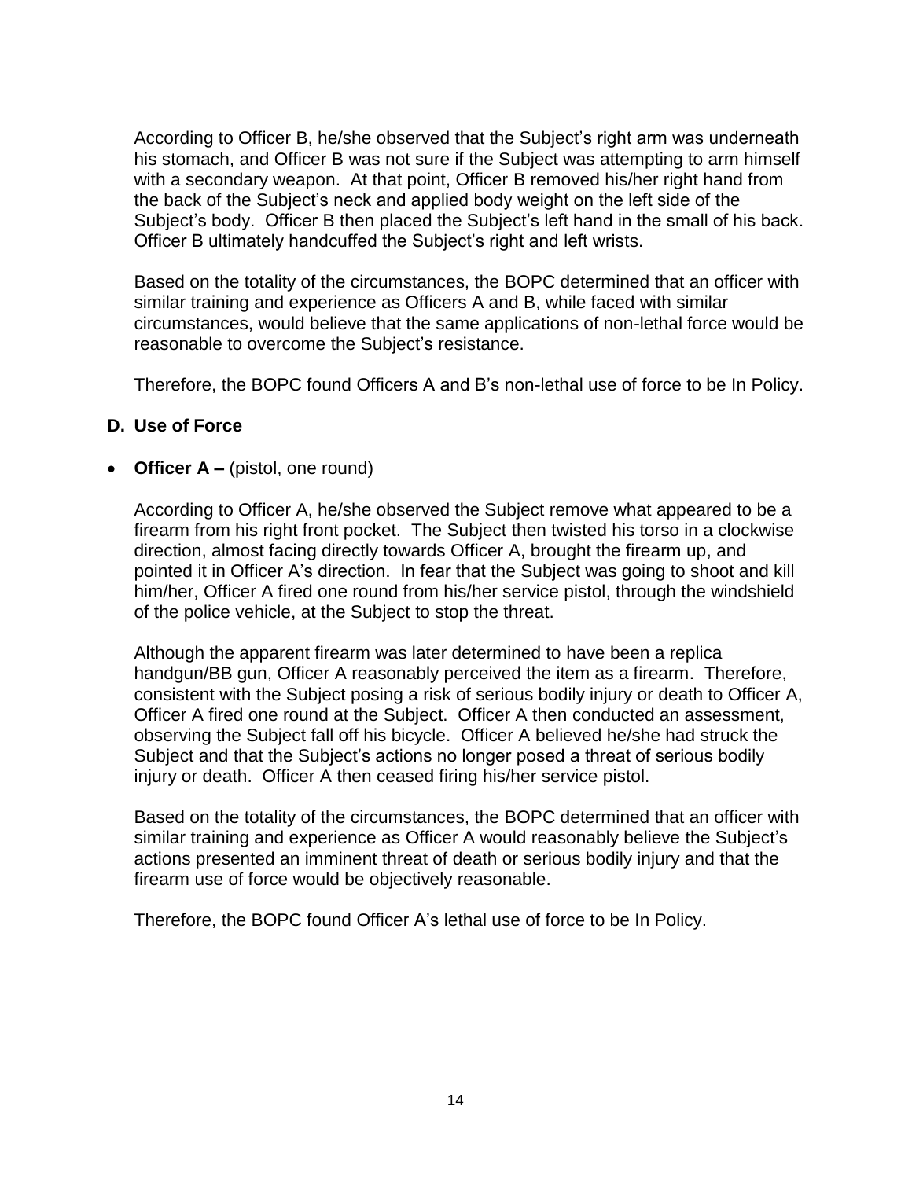According to Officer B, he/she observed that the Subject's right arm was underneath his stomach, and Officer B was not sure if the Subject was attempting to arm himself with a secondary weapon. At that point, Officer B removed his/her right hand from the back of the Subject's neck and applied body weight on the left side of the Subject's body. Officer B then placed the Subject's left hand in the small of his back. Officer B ultimately handcuffed the Subject's right and left wrists.

Based on the totality of the circumstances, the BOPC determined that an officer with similar training and experience as Officers A and B, while faced with similar circumstances, would believe that the same applications of non-lethal force would be reasonable to overcome the Subject's resistance.

Therefore, the BOPC found Officers A and B's non-lethal use of force to be In Policy.

### D. Use of Force

- **Officer A –** (pistol, one round)

According to Officer A, he/she observed the Subject remove what appeared to be a firearm from his right front pocket. The Subject then twisted his torso in a clockwise direction, almost facing directly towards Officer A, brought the firearm up, and pointed it in Officer A's direction. In fear that the Subject was going to shoot and kill him/her, Officer A fired one round from his/her service pistol, through the windshield of the police vehicle, at the Subject to stop the threat.

Although the apparent firearm was later determined to have been a replica handgun/BB gun, Officer A reasonably perceived the item as a firearm. Therefore, consistent with the Subject posing a risk of serious bodily injury or death to Officer A, Officer A fired one round at the Subject. Officer A then conducted an assessment, observing the Subject fall off his bicycle. Officer A believed he/she had struck the Subject and that the Subject's actions no longer posed a threat of serious bodily injury or death. Officer A then ceased firing his/her service pistol.

Based on the totality of the circumstances, the BOPC determined that an officer with similar training and experience as Officer A would reasonably believe the Subject's actions presented an imminent threat of death or serious bodily injury and that the firearm use of force would be objectively reasonable.

Therefore, the BOPC found Officer A's lethal use of force to be In Policy.